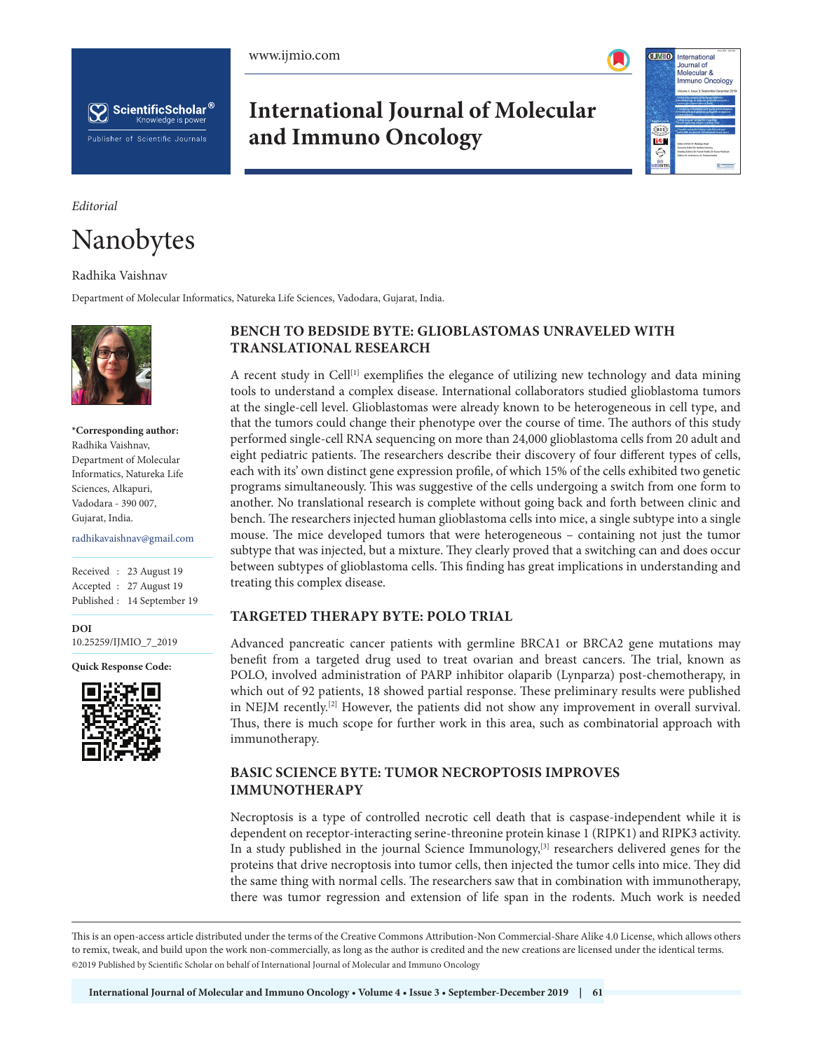*Editorial*

# Nanobytes

Radhika Vaishnav

Department of Molecular Informatics, Natureka Life Sciences, Vadodara, Gujarat, India.

**\*Corresponding author:**
Radhika Vaishnav,
Department of Molecular Informatics, Natureka Life Sciences, Alkapuri, Vadodara - 390 007, Gujarat, India.

radhikavaishnav@gmail.com

Received : 23 August 19
Accepted : 27 August 19
Published : 14 September 19

**DOI**
10.25259/IJMIO_7_2019

**Quick Response Code:**

## BENCH TO BEDSIDE BYTE: GLIOBLASTOMAS UNRAVELED WITH TRANSLATIONAL RESEARCH

A recent study in Cell[1] exemplifies the elegance of utilizing new technology and data mining tools to understand a complex disease. International collaborators studied glioblastoma tumors at the single-cell level. Glioblastomas were already known to be heterogeneous in cell type, and that the tumors could change their phenotype over the course of time. The authors of this study performed single-cell RNA sequencing on more than 24,000 glioblastoma cells from 20 adult and eight pediatric patients. The researchers describe their discovery of four different types of cells, each with its' own distinct gene expression profile, of which 15% of the cells exhibited two genetic programs simultaneously. This was suggestive of the cells undergoing a switch from one form to another. No translational research is complete without going back and forth between clinic and bench. The researchers injected human glioblastoma cells into mice, a single subtype into a single mouse. The mice developed tumors that were heterogeneous – containing not just the tumor subtype that was injected, but a mixture. They clearly proved that a switching can and does occur between subtypes of glioblastoma cells. This finding has great implications in understanding and treating this complex disease.

## TARGETED THERAPY BYTE: POLO TRIAL

Advanced pancreatic cancer patients with germline BRCA1 or BRCA2 gene mutations may benefit from a targeted drug used to treat ovarian and breast cancers. The trial, known as POLO, involved administration of PARP inhibitor olaparib (Lynparza) post-chemotherapy, in which out of 92 patients, 18 showed partial response. These preliminary results were published in NEJM recently.[2] However, the patients did not show any improvement in overall survival. Thus, there is much scope for further work in this area, such as combinatorial approach with immunotherapy.

## BASIC SCIENCE BYTE: TUMOR NECROPTOSIS IMPROVES IMMUNOTHERAPY

Necroptosis is a type of controlled necrotic cell death that is caspase-independent while it is dependent on receptor-interacting serine-threonine protein kinase 1 (RIPK1) and RIPK3 activity. In a study published in the journal Science Immunology,[3] researchers delivered genes for the proteins that drive necroptosis into tumor cells, then injected the tumor cells into mice. They did the same thing with normal cells. The researchers saw that in combination with immunotherapy, there was tumor regression and extension of life span in the rodents. Much work is needed

This is an open-access article distributed under the terms of the Creative Commons Attribution-Non Commercial-Share Alike 4.0 License, which allows others to remix, tweak, and build upon the work non-commercially, as long as the author is credited and the new creations are licensed under the identical terms.
©2019 Published by Scientific Scholar on behalf of International Journal of Molecular and Immuno Oncology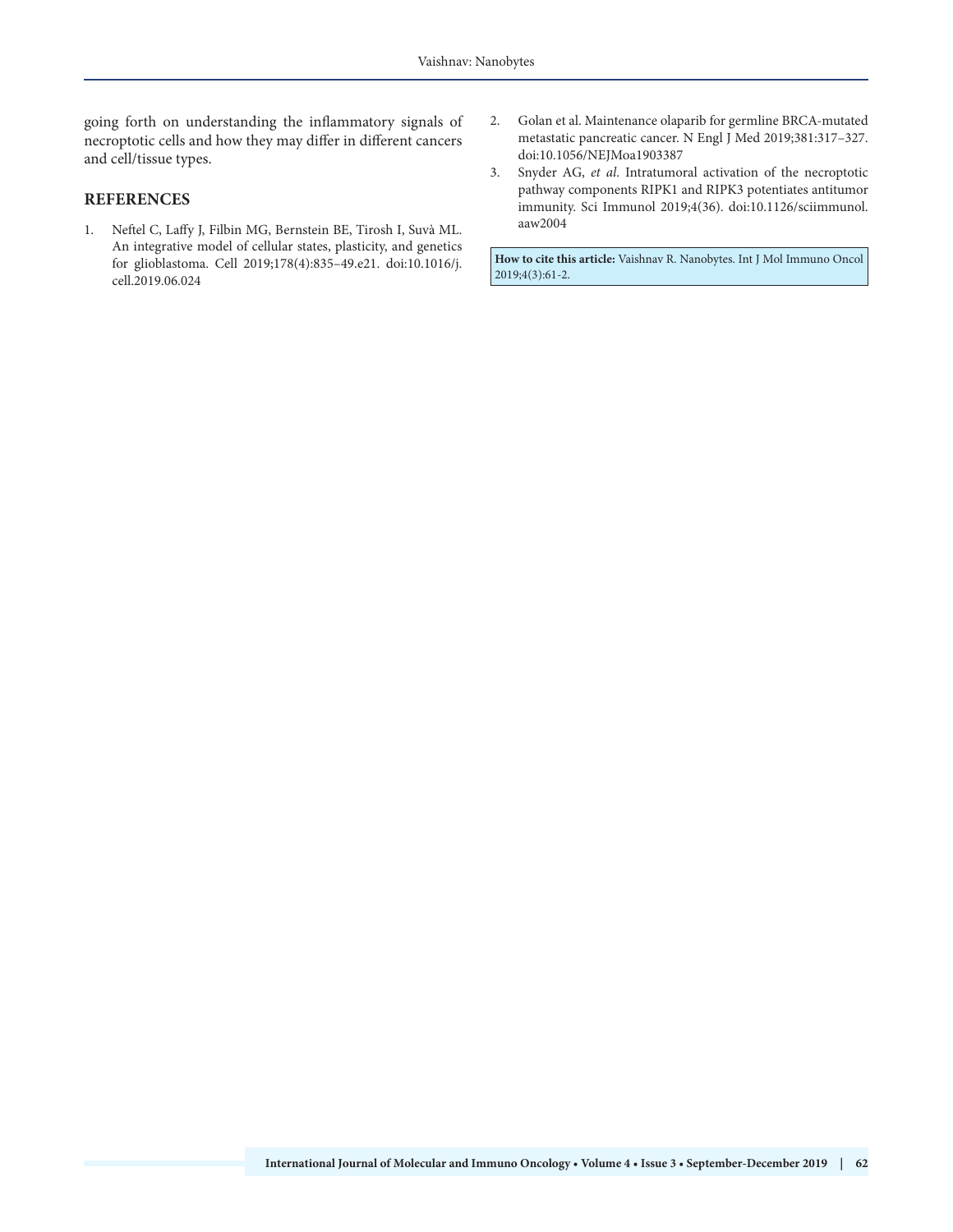going forth on understanding the inflammatory signals of necroptotic cells and how they may differ in different cancers and cell/tissue types.

## REFERENCES

1. Neftel C, Laffy J, Filbin MG, Bernstein BE, Tirosh I, Suvà ML. An integrative model of cellular states, plasticity, and genetics for glioblastoma. Cell 2019;178(4):835–49.e21. doi:10.1016/j.cell.2019.06.024
2. Golan et al. Maintenance olaparib for germline BRCA-mutated metastatic pancreatic cancer. N Engl J Med 2019;381:317–327. doi:10.1056/NEJMoa1903387
3. Snyder AG, *et al*. Intratumoral activation of the necroptotic pathway components RIPK1 and RIPK3 potentiates antitumor immunity. Sci Immunol 2019;4(36). doi:10.1126/sciimmunol.aaw2004

**How to cite this article:** Vaishnav R. Nanobytes. Int J Mol Immuno Oncol 2019;4(3):61-2.